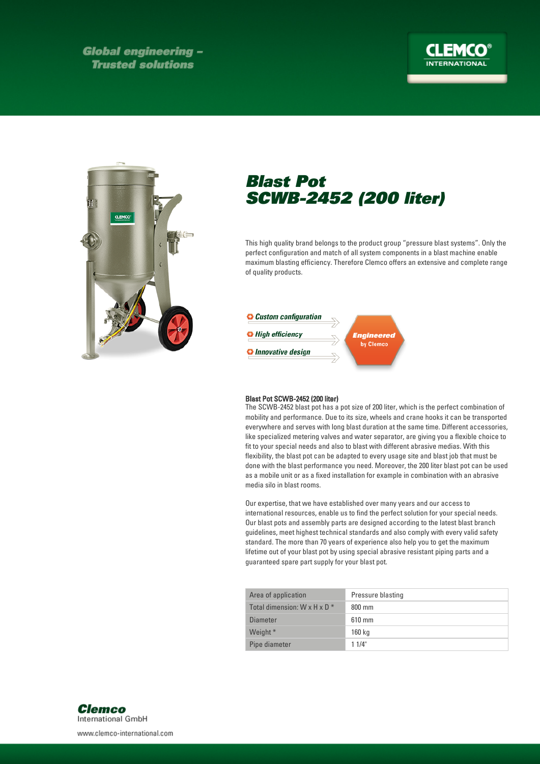Global engineering –
Trusted solutions

CLEMCO® INTERNATIONAL

# Blast Pot SCWB-2452 (200 liter)

This high quality brand belongs to the product group "pressure blast systems". Only the perfect configuration and match of all system components in a blast machine enable maximum blasting efficiency. Therefore Clemco offers an extensive and complete range of quality products.

- *Custom configuration*
- *High efficiency*
- *Innovative design*

**Engineered** by Clemco

**Blast Pot SCWB-2452 (200 liter)**
The SCWB-2452 blast pot has a pot size of 200 liter, which is the perfect combination of mobility and performance. Due to its size, wheels and crane hooks it can be transported everywhere and serves with long blast duration at the same time. Different accessories, like specialized metering valves and water separator, are giving you a flexible choice to fit to your special needs and also to blast with different abrasive medias. With this flexibility, the blast pot can be adapted to every usage site and blast job that must be done with the blast performance you need. Moreover, the 200 liter blast pot can be used as a mobile unit or as a fixed installation for example in combination with an abrasive media silo in blast rooms.

Our expertise, that we have established over many years and our access to international resources, enable us to find the perfect solution for your special needs. Our blast pots and assembly parts are designed according to the latest blast branch guidelines, meet highest technical standards and also comply with every valid safety standard. The more than 70 years of experience also help you to get the maximum lifetime out of your blast pot by using special abrasive resistant piping parts and a guaranteed spare part supply for your blast pot.

| Area of application | Pressure blasting |
| --- | --- |
| Total dimension: W x H x D * | 800 mm |
| Diameter | 610 mm |
| Weight * | 160 kg |
| Pipe diameter | 1 1/4" |

**Clemco**
International GmbH

www.clemco-international.com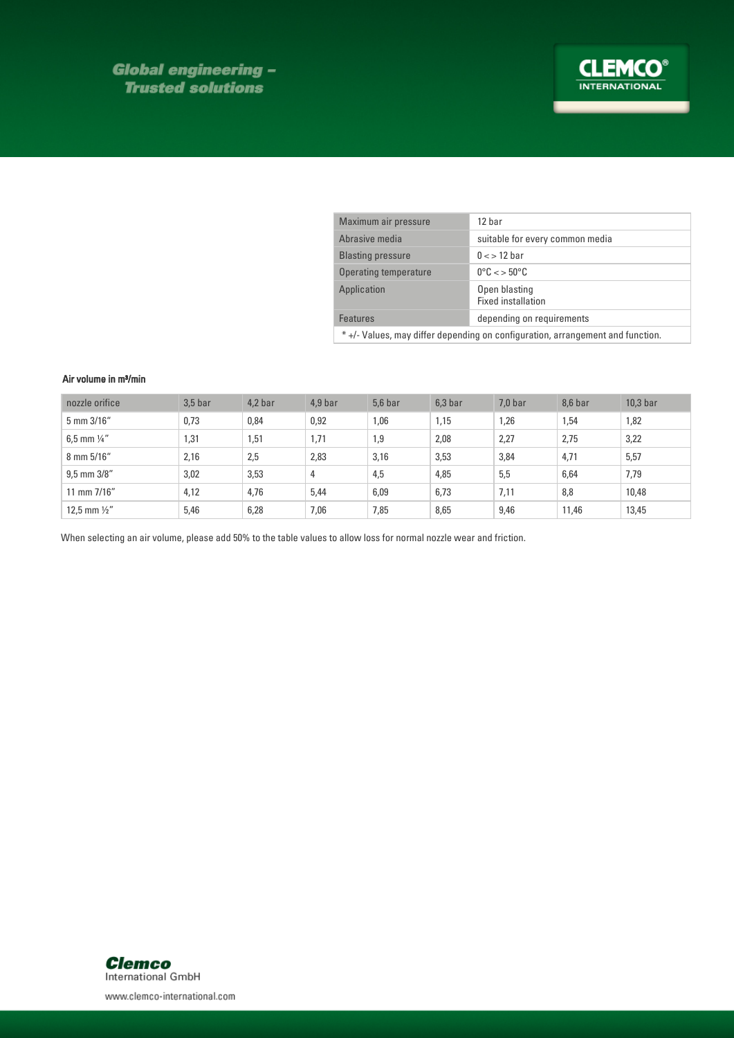| | |
|---|---|
| Maximum air pressure | 12 bar |
| Abrasive media | suitable for every common media |
| Blasting pressure | 0 < > 12 bar |
| Operating temperature | 0°C < > 50°C |
| Application | Open blasting<br>Fixed installation |
| Features | depending on requirements |
| * +/- Values, may differ depending on configuration, arrangement and function. | |

**Air volume in m³/min**

| nozzle orifice | 3,5 bar | 4,2 bar | 4,9 bar | 5,6 bar | 6,3 bar | 7,0 bar | 8,6 bar | 10,3 bar |
|---|---|---|---|---|---|---|---|---|
| 5 mm 3/16" | 0,73 | 0,84 | 0,92 | 1,06 | 1,15 | 1,26 | 1,54 | 1,82 |
| 6,5 mm ¼" | 1,31 | 1,51 | 1,71 | 1,9 | 2,08 | 2,27 | 2,75 | 3,22 |
| 8 mm 5/16" | 2,16 | 2,5 | 2,83 | 3,16 | 3,53 | 3,84 | 4,71 | 5,57 |
| 9,5 mm 3/8" | 3,02 | 3,53 | 4 | 4,5 | 4,85 | 5,5 | 6,64 | 7,79 |
| 11 mm 7/16" | 4,12 | 4,76 | 5,44 | 6,09 | 6,73 | 7,11 | 8,8 | 10,48 |
| 12,5 mm ½" | 5,46 | 6,28 | 7,06 | 7,85 | 8,65 | 9,46 | 11,46 | 13,45 |

When selecting an air volume, please add 50% to the table values to allow loss for normal nozzle wear and friction.

**Clemco**
International GmbH

www.clemco-international.com